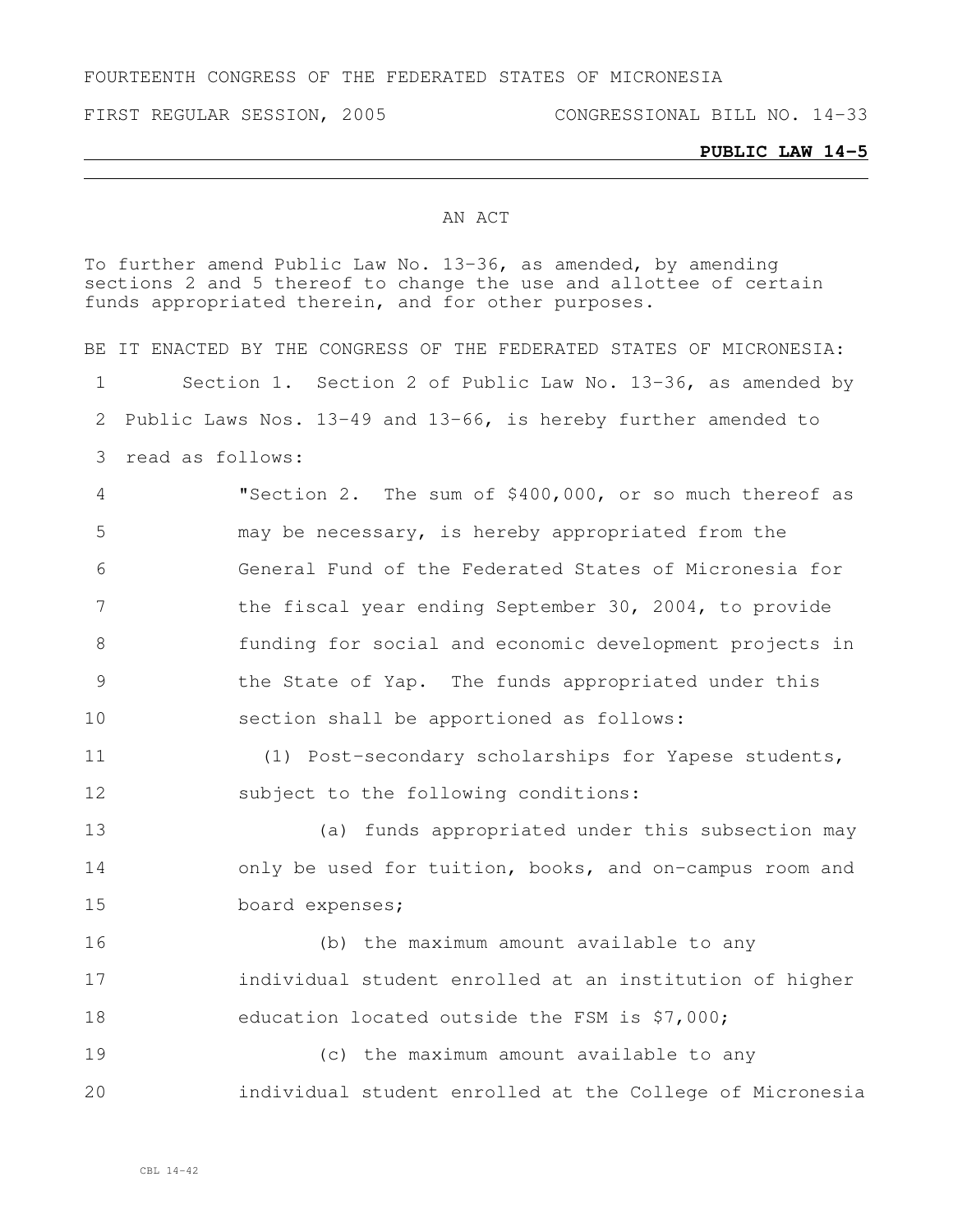FOURTEENTH CONGRESS OF THE FEDERATED STATES OF MICRONESIA

FIRST REGULAR SESSION, 2005 CONGRESSIONAL BILL NO. 14-33

**PUBLIC LAW 14-5**

AN ACT

To further amend Public Law No. 13-36, as amended, by amending sections 2 and 5 thereof to change the use and allottee of certain funds appropriated therein, and for other purposes.

BE IT ENACTED BY THE CONGRESS OF THE FEDERATED STATES OF MICRONESIA:

1 Section 1. Section 2 of Public Law No. 13-36, as amended by
2 Public Laws Nos. 13-49 and 13-66, is hereby further amended to
3 read as follows:

4 "Section 2. The sum of $400,000, or so much thereof as
5 may be necessary, is hereby appropriated from the
6 General Fund of the Federated States of Micronesia for
7 the fiscal year ending September 30, 2004, to provide
8 funding for social and economic development projects in
9 the State of Yap. The funds appropriated under this
10 section shall be apportioned as follows:

11 (1) Post-secondary scholarships for Yapese students,
12 subject to the following conditions:

13 (a) funds appropriated under this subsection may
14 only be used for tuition, books, and on-campus room and
15 board expenses;

16 (b) the maximum amount available to any
17 individual student enrolled at an institution of higher
18 education located outside the FSM is $7,000;

19 (c) the maximum amount available to any
20 individual student enrolled at the College of Micronesia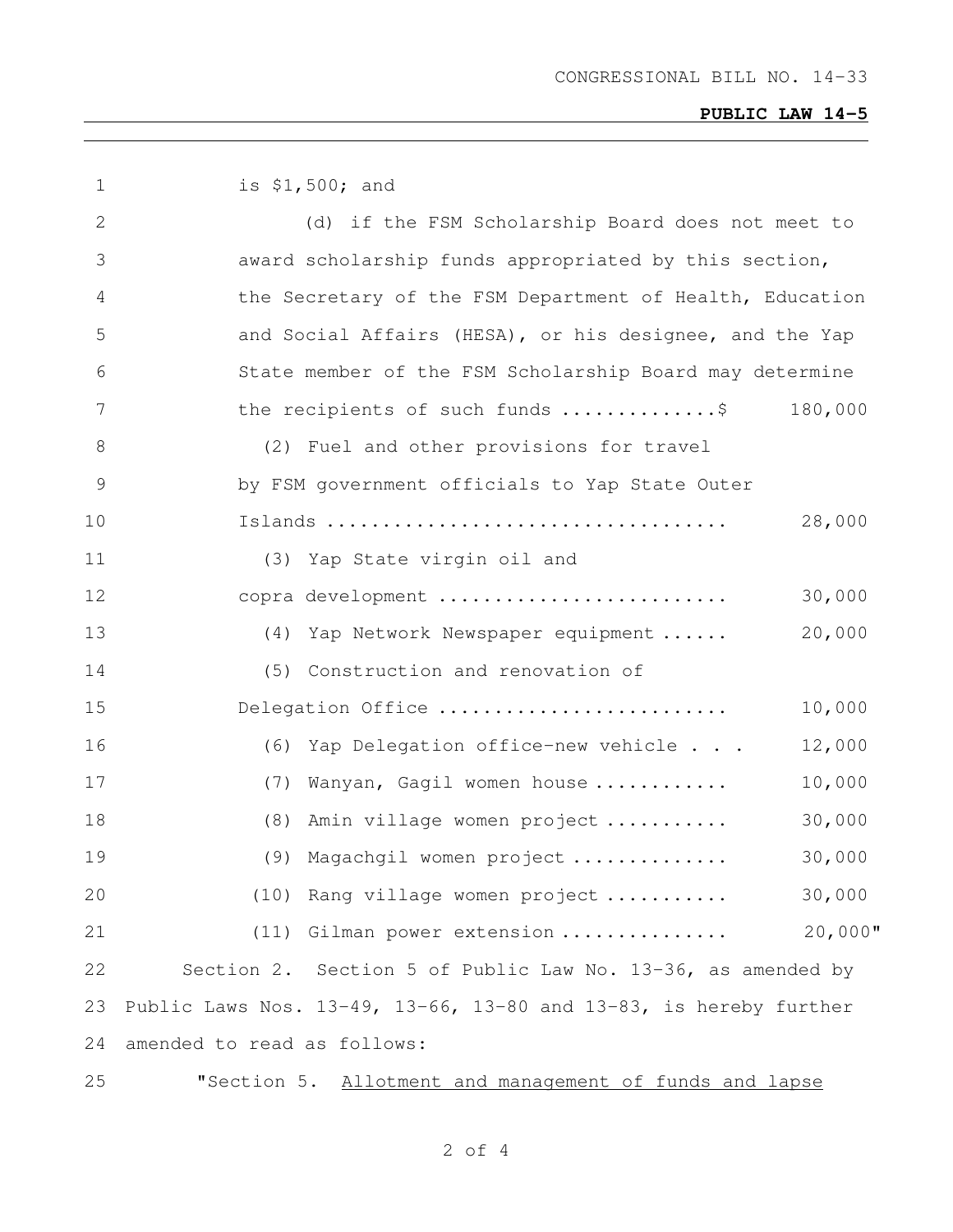is $1,500; and

(d) if the FSM Scholarship Board does not meet to award scholarship funds appropriated by this section, the Secretary of the FSM Department of Health, Education and Social Affairs (HESA), or his designee, and the Yap State member of the FSM Scholarship Board may determine the recipients of such funds ..............$ 180,000

(2) Fuel and other provisions for travel by FSM government officials to Yap State Outer Islands .................................... 28,000

(3) Yap State virgin oil and copra development .......................... 30,000

(4) Yap Network Newspaper equipment ...... 20,000

(5) Construction and renovation of Delegation Office .......................... 10,000

(6) Yap Delegation office-new vehicle . . . 12,000

(7) Wanyan, Gagil women house ............ 10,000

(8) Amin village women project ........... 30,000

(9) Magachgil women project .............. 30,000

(10) Rang village women project ........... 30,000

(11) Gilman power extension ............... 20,000"

Section 2. Section 5 of Public Law No. 13-36, as amended by Public Laws Nos. 13-49, 13-66, 13-80 and 13-83, is hereby further amended to read as follows:

"Section 5. Allotment and management of funds and lapse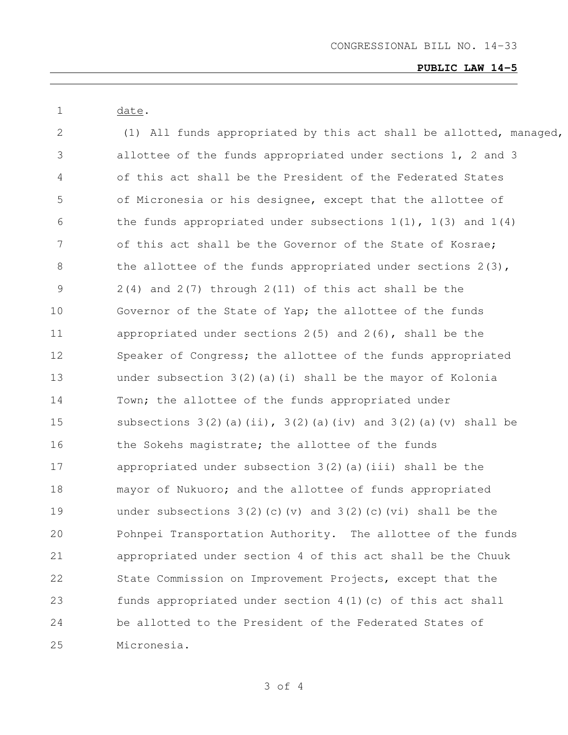date.

(1) All funds appropriated by this act shall be allotted, managed, allottee of the funds appropriated under sections 1, 2 and 3 of this act shall be the President of the Federated States of Micronesia or his designee, except that the allottee of the funds appropriated under subsections 1(1), 1(3) and 1(4) of this act shall be the Governor of the State of Kosrae; the allottee of the funds appropriated under sections 2(3), 2(4) and 2(7) through 2(11) of this act shall be the Governor of the State of Yap; the allottee of the funds appropriated under sections 2(5) and 2(6), shall be the Speaker of Congress; the allottee of the funds appropriated under subsection 3(2)(a)(i) shall be the mayor of Kolonia Town; the allottee of the funds appropriated under subsections 3(2)(a)(ii), 3(2)(a)(iv) and 3(2)(a)(v) shall be the Sokehs magistrate; the allottee of the funds appropriated under subsection 3(2)(a)(iii) shall be the mayor of Nukuoro; and the allottee of funds appropriated under subsections 3(2)(c)(v) and 3(2)(c)(vi) shall be the Pohnpei Transportation Authority. The allottee of the funds appropriated under section 4 of this act shall be the Chuuk State Commission on Improvement Projects, except that the funds appropriated under section 4(1)(c) of this act shall be allotted to the President of the Federated States of Micronesia.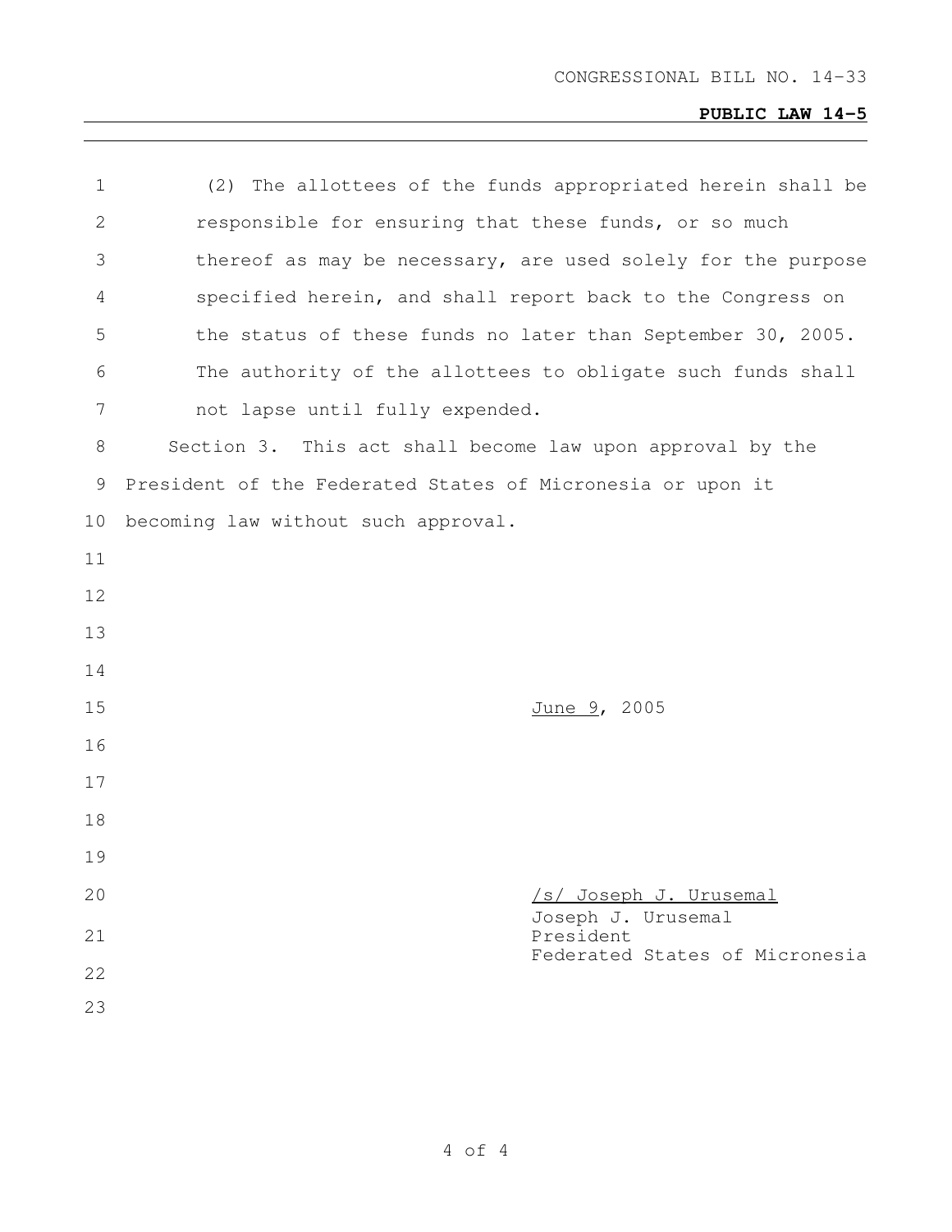(2) The allottees of the funds appropriated herein shall be responsible for ensuring that these funds, or so much thereof as may be necessary, are used solely for the purpose specified herein, and shall report back to the Congress on the status of these funds no later than September 30, 2005. The authority of the allottees to obligate such funds shall not lapse until fully expended.

Section 3. This act shall become law upon approval by the President of the Federated States of Micronesia or upon it becoming law without such approval.

June 9, 2005

/s/ Joseph J. Urusemal
Joseph J. Urusemal
President
Federated States of Micronesia